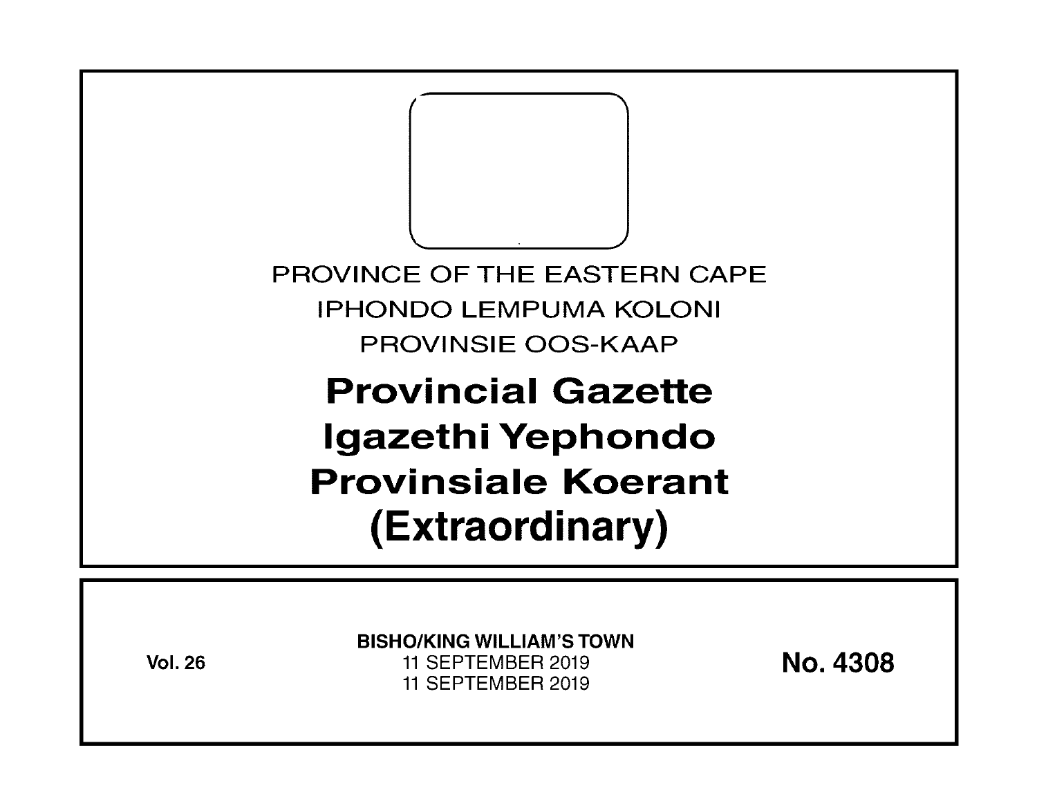PROVINCE OF THE EASTERN CAPE

IPHONDO LEMPUMA KOLONI

PROVINSIE OOS-KAAP

# Provincial Gazette
# Igazethi Yephondo
# Provinsiale Koerant
# (Extraordinary)

**Vol. 26**

**BISHO/KING WILLIAM'S TOWN**

11 SEPTEMBER 2019

11 SEPTEMBER 2019

**No. 4308**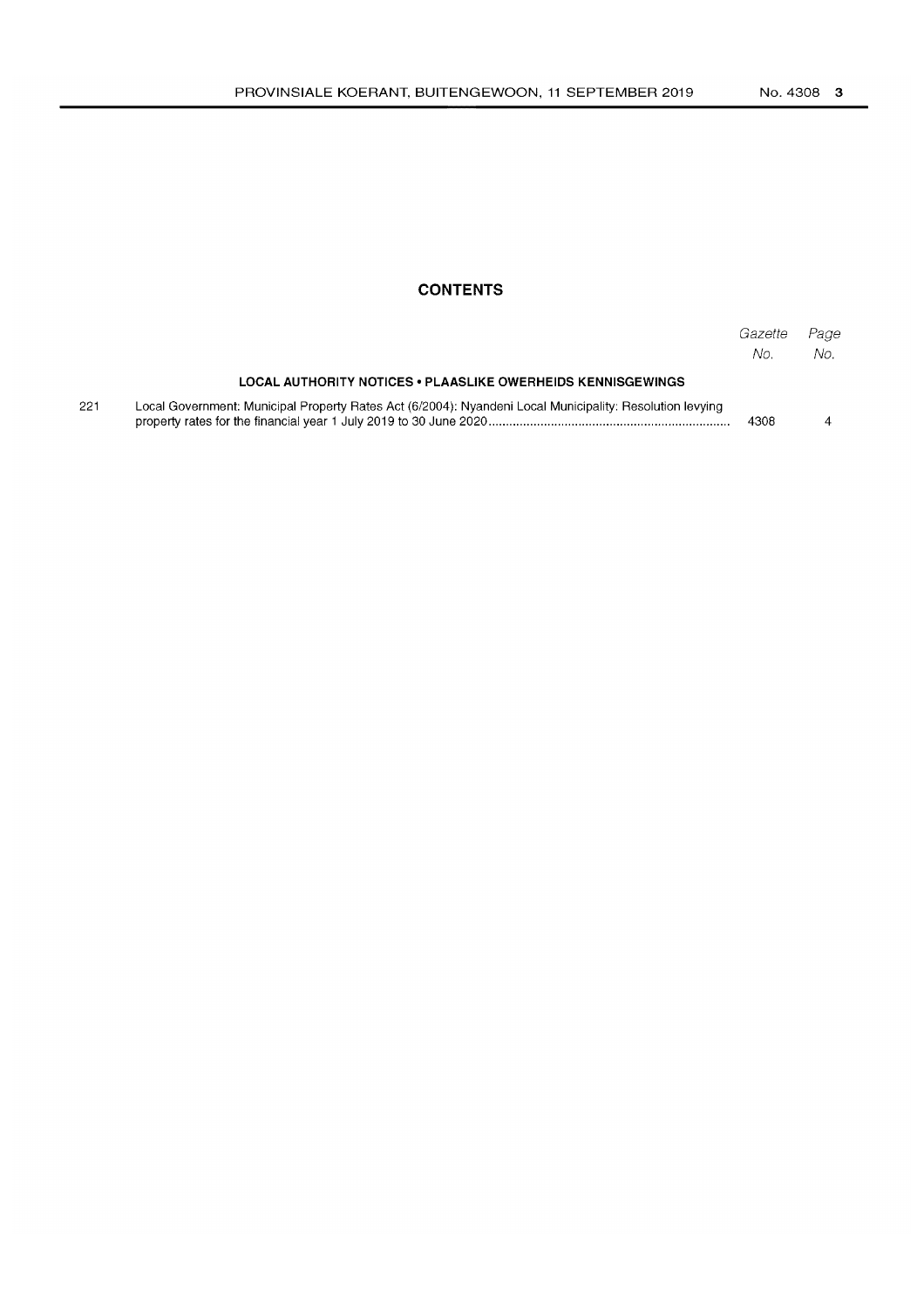# CONTENTS

| | | Gazette No. | Page No. |
|---|---|---|---|
| | **LOCAL AUTHORITY NOTICES • PLAASLIKE OWERHEIDS KENNISGEWINGS** | | |
| 221 | Local Government: Municipal Property Rates Act (6/2004): Nyandeni Local Municipality: Resolution levying property rates for the financial year 1 July 2019 to 30 June 2020 | 4308 | 4 |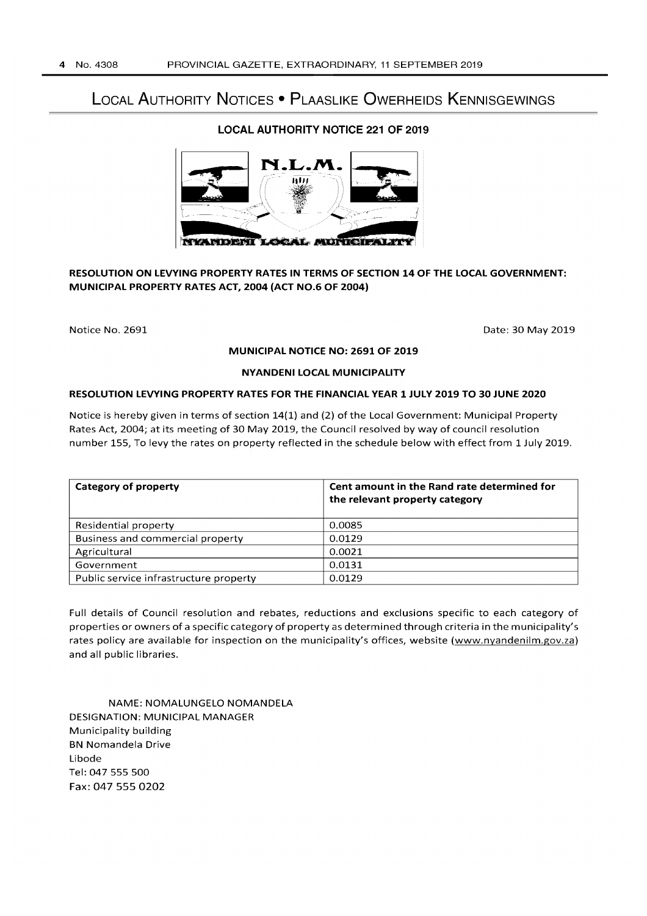# LOCAL AUTHORITY NOTICES • PLAASLIKE OWERHEIDS KENNISGEWINGS

## LOCAL AUTHORITY NOTICE 221 OF 2019

N.L.M.

NYANDENI LOCAL MUNICIPALITY

**RESOLUTION ON LEVYING PROPERTY RATES IN TERMS OF SECTION 14 OF THE LOCAL GOVERNMENT: MUNICIPAL PROPERTY RATES ACT, 2004 (ACT NO.6 OF 2004)**

Notice No. 2691

Date: 30 May 2019

**MUNICIPAL NOTICE NO: 2691 OF 2019**

**NYANDENI LOCAL MUNICIPALITY**

**RESOLUTION LEVYING PROPERTY RATES FOR THE FINANCIAL YEAR 1 JULY 2019 TO 30 JUNE 2020**

Notice is hereby given in terms of section 14(1) and (2) of the Local Government: Municipal Property Rates Act, 2004; at its meeting of 30 May 2019, the Council resolved by way of council resolution number 155, To levy the rates on property reflected in the schedule below with effect from 1 July 2019.

| Category of property | Cent amount in the Rand rate determined for the relevant property category |
|---|---|
| Residential property | 0.0085 |
| Business and commercial property | 0.0129 |
| Agricultural | 0.0021 |
| Government | 0.0131 |
| Public service infrastructure property | 0.0129 |

Full details of Council resolution and rebates, reductions and exclusions specific to each category of properties or owners of a specific category of property as determined through criteria in the municipality's rates policy are available for inspection on the municipality's offices, website (www.nyandenilm.gov.za) and all public libraries.

NAME: NOMALUNGELO NOMANDELA
DESIGNATION: MUNICIPAL MANAGER
Municipality building
BN Nomandela Drive
Libode
Tel: 047 555 500
Fax: 047 555 0202